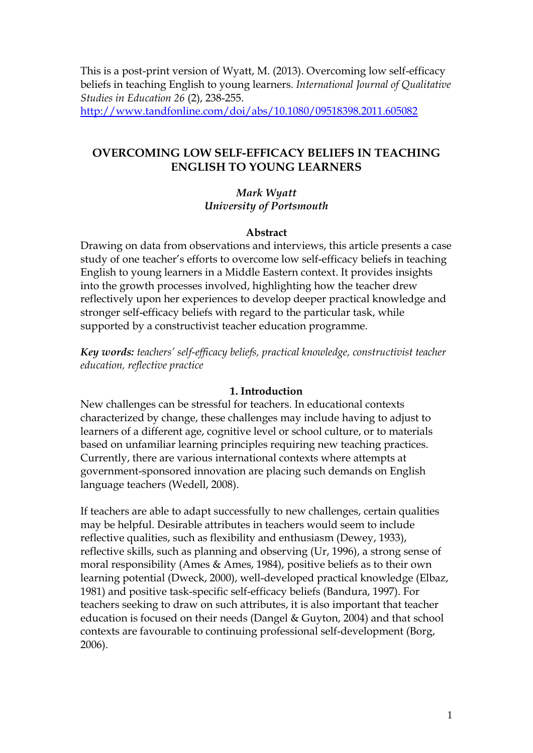This is a post-print version of Wyatt, M. (2013). Overcoming low self-efficacy beliefs in teaching English to young learners. *International Journal of Qualitative Studies in Education 26* (2), 238-255.
http://www.tandfonline.com/doi/abs/10.1080/09518398.2011.605082

# OVERCOMING LOW SELF-EFFICACY BELIEFS IN TEACHING ENGLISH TO YOUNG LEARNERS

*Mark Wyatt*
*University of Portsmouth*

## Abstract

Drawing on data from observations and interviews, this article presents a case study of one teacher's efforts to overcome low self-efficacy beliefs in teaching English to young learners in a Middle Eastern context. It provides insights into the growth processes involved, highlighting how the teacher drew reflectively upon her experiences to develop deeper practical knowledge and stronger self-efficacy beliefs with regard to the particular task, while supported by a constructivist teacher education programme.

***Key words:*** *teachers' self-efficacy beliefs, practical knowledge, constructivist teacher education, reflective practice*

## 1. Introduction

New challenges can be stressful for teachers. In educational contexts characterized by change, these challenges may include having to adjust to learners of a different age, cognitive level or school culture, or to materials based on unfamiliar learning principles requiring new teaching practices. Currently, there are various international contexts where attempts at government-sponsored innovation are placing such demands on English language teachers (Wedell, 2008).

If teachers are able to adapt successfully to new challenges, certain qualities may be helpful. Desirable attributes in teachers would seem to include reflective qualities, such as flexibility and enthusiasm (Dewey, 1933), reflective skills, such as planning and observing (Ur, 1996), a strong sense of moral responsibility (Ames & Ames, 1984), positive beliefs as to their own learning potential (Dweck, 2000), well-developed practical knowledge (Elbaz, 1981) and positive task-specific self-efficacy beliefs (Bandura, 1997). For teachers seeking to draw on such attributes, it is also important that teacher education is focused on their needs (Dangel & Guyton, 2004) and that school contexts are favourable to continuing professional self-development (Borg, 2006).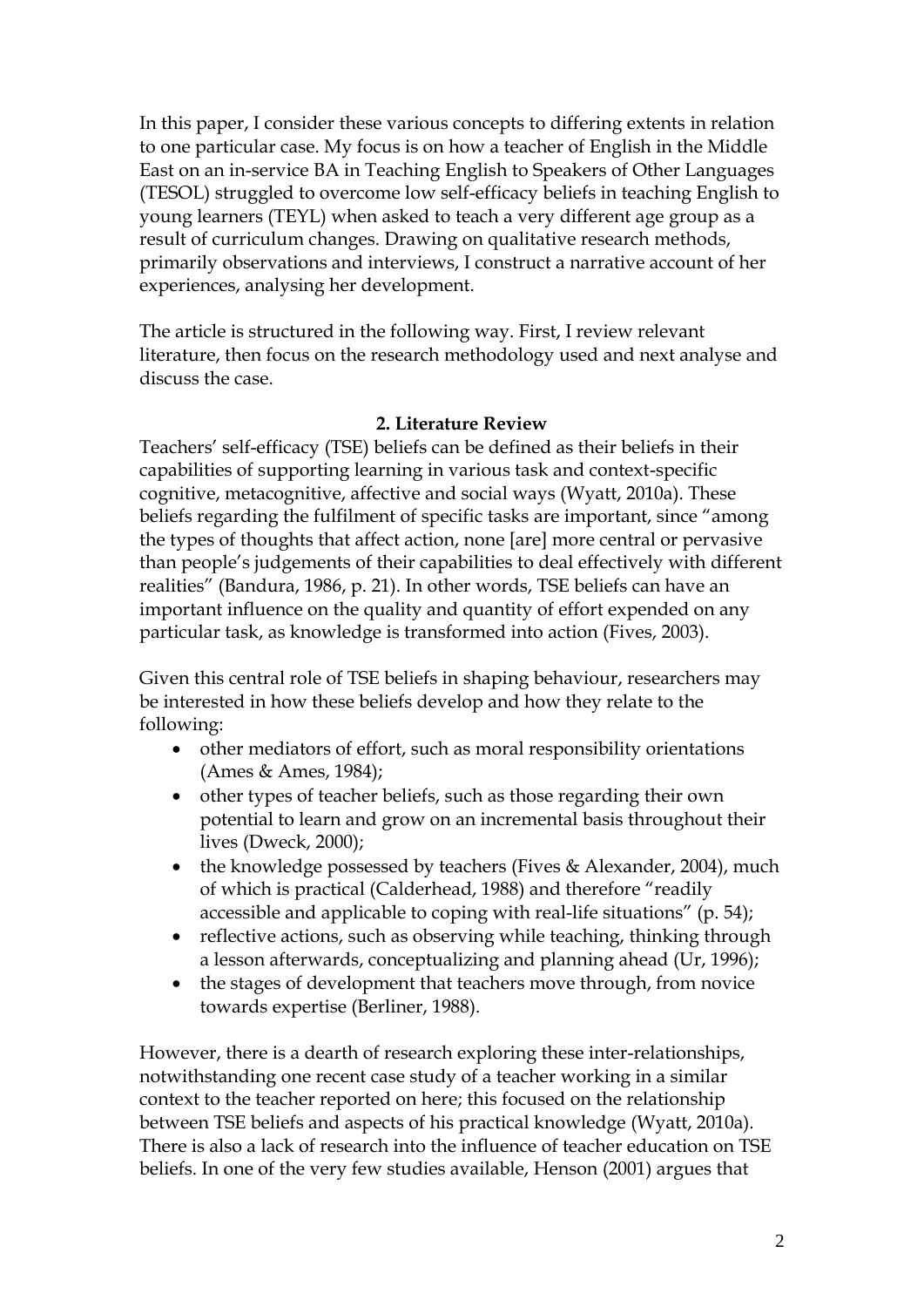In this paper, I consider these various concepts to differing extents in relation to one particular case. My focus is on how a teacher of English in the Middle East on an in-service BA in Teaching English to Speakers of Other Languages (TESOL) struggled to overcome low self-efficacy beliefs in teaching English to young learners (TEYL) when asked to teach a very different age group as a result of curriculum changes. Drawing on qualitative research methods, primarily observations and interviews, I construct a narrative account of her experiences, analysing her development.

The article is structured in the following way. First, I review relevant literature, then focus on the research methodology used and next analyse and discuss the case.

## 2. Literature Review

Teachers' self-efficacy (TSE) beliefs can be defined as their beliefs in their capabilities of supporting learning in various task and context-specific cognitive, metacognitive, affective and social ways (Wyatt, 2010a). These beliefs regarding the fulfilment of specific tasks are important, since "among the types of thoughts that affect action, none [are] more central or pervasive than people's judgements of their capabilities to deal effectively with different realities" (Bandura, 1986, p. 21). In other words, TSE beliefs can have an important influence on the quality and quantity of effort expended on any particular task, as knowledge is transformed into action (Fives, 2003).

Given this central role of TSE beliefs in shaping behaviour, researchers may be interested in how these beliefs develop and how they relate to the following:

- other mediators of effort, such as moral responsibility orientations (Ames & Ames, 1984);
- other types of teacher beliefs, such as those regarding their own potential to learn and grow on an incremental basis throughout their lives (Dweck, 2000);
- the knowledge possessed by teachers (Fives & Alexander, 2004), much of which is practical (Calderhead, 1988) and therefore "readily accessible and applicable to coping with real-life situations" (p. 54);
- reflective actions, such as observing while teaching, thinking through a lesson afterwards, conceptualizing and planning ahead (Ur, 1996);
- the stages of development that teachers move through, from novice towards expertise (Berliner, 1988).

However, there is a dearth of research exploring these inter-relationships, notwithstanding one recent case study of a teacher working in a similar context to the teacher reported on here; this focused on the relationship between TSE beliefs and aspects of his practical knowledge (Wyatt, 2010a). There is also a lack of research into the influence of teacher education on TSE beliefs. In one of the very few studies available, Henson (2001) argues that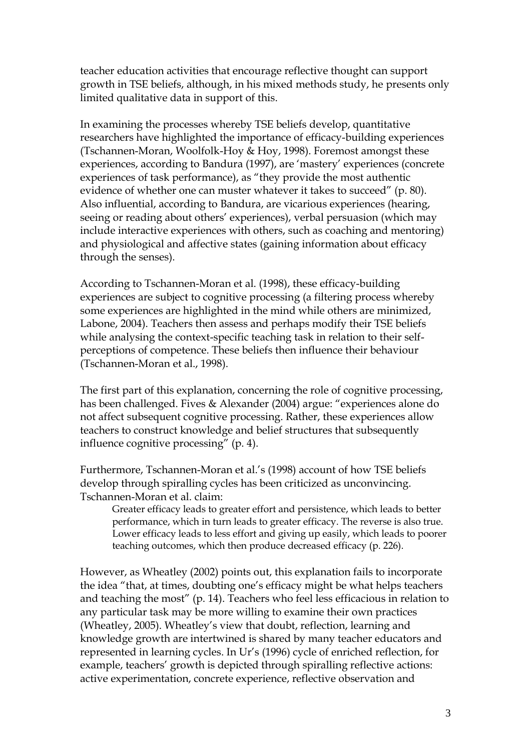teacher education activities that encourage reflective thought can support growth in TSE beliefs, although, in his mixed methods study, he presents only limited qualitative data in support of this.

In examining the processes whereby TSE beliefs develop, quantitative researchers have highlighted the importance of efficacy-building experiences (Tschannen-Moran, Woolfolk-Hoy & Hoy, 1998). Foremost amongst these experiences, according to Bandura (1997), are 'mastery' experiences (concrete experiences of task performance), as "they provide the most authentic evidence of whether one can muster whatever it takes to succeed" (p. 80). Also influential, according to Bandura, are vicarious experiences (hearing, seeing or reading about others' experiences), verbal persuasion (which may include interactive experiences with others, such as coaching and mentoring) and physiological and affective states (gaining information about efficacy through the senses).

According to Tschannen-Moran et al. (1998), these efficacy-building experiences are subject to cognitive processing (a filtering process whereby some experiences are highlighted in the mind while others are minimized, Labone, 2004). Teachers then assess and perhaps modify their TSE beliefs while analysing the context-specific teaching task in relation to their self-perceptions of competence. These beliefs then influence their behaviour (Tschannen-Moran et al., 1998).

The first part of this explanation, concerning the role of cognitive processing, has been challenged. Fives & Alexander (2004) argue: "experiences alone do not affect subsequent cognitive processing. Rather, these experiences allow teachers to construct knowledge and belief structures that subsequently influence cognitive processing" (p. 4).

Furthermore, Tschannen-Moran et al.'s (1998) account of how TSE beliefs develop through spiralling cycles has been criticized as unconvincing. Tschannen-Moran et al. claim:

> Greater efficacy leads to greater effort and persistence, which leads to better performance, which in turn leads to greater efficacy. The reverse is also true. Lower efficacy leads to less effort and giving up easily, which leads to poorer teaching outcomes, which then produce decreased efficacy (p. 226).

However, as Wheatley (2002) points out, this explanation fails to incorporate the idea "that, at times, doubting one's efficacy might be what helps teachers and teaching the most" (p. 14). Teachers who feel less efficacious in relation to any particular task may be more willing to examine their own practices (Wheatley, 2005). Wheatley's view that doubt, reflection, learning and knowledge growth are intertwined is shared by many teacher educators and represented in learning cycles. In Ur's (1996) cycle of enriched reflection, for example, teachers' growth is depicted through spiralling reflective actions: active experimentation, concrete experience, reflective observation and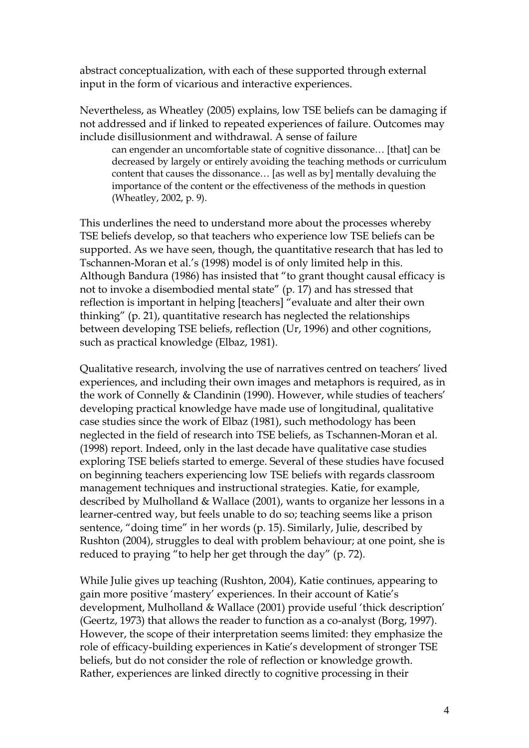abstract conceptualization, with each of these supported through external input in the form of vicarious and interactive experiences.

Nevertheless, as Wheatley (2005) explains, low TSE beliefs can be damaging if not addressed and if linked to repeated experiences of failure. Outcomes may include disillusionment and withdrawal. A sense of failure

> can engender an uncomfortable state of cognitive dissonance… [that] can be decreased by largely or entirely avoiding the teaching methods or curriculum content that causes the dissonance… [as well as by] mentally devaluing the importance of the content or the effectiveness of the methods in question (Wheatley, 2002, p. 9).

This underlines the need to understand more about the processes whereby TSE beliefs develop, so that teachers who experience low TSE beliefs can be supported. As we have seen, though, the quantitative research that has led to Tschannen-Moran et al.'s (1998) model is of only limited help in this. Although Bandura (1986) has insisted that "to grant thought causal efficacy is not to invoke a disembodied mental state" (p. 17) and has stressed that reflection is important in helping [teachers] "evaluate and alter their own thinking" (p. 21), quantitative research has neglected the relationships between developing TSE beliefs, reflection (Ur, 1996) and other cognitions, such as practical knowledge (Elbaz, 1981).

Qualitative research, involving the use of narratives centred on teachers' lived experiences, and including their own images and metaphors is required, as in the work of Connelly & Clandinin (1990). However, while studies of teachers' developing practical knowledge have made use of longitudinal, qualitative case studies since the work of Elbaz (1981), such methodology has been neglected in the field of research into TSE beliefs, as Tschannen-Moran et al. (1998) report. Indeed, only in the last decade have qualitative case studies exploring TSE beliefs started to emerge. Several of these studies have focused on beginning teachers experiencing low TSE beliefs with regards classroom management techniques and instructional strategies. Katie, for example, described by Mulholland & Wallace (2001), wants to organize her lessons in a learner-centred way, but feels unable to do so; teaching seems like a prison sentence, "doing time" in her words (p. 15). Similarly, Julie, described by Rushton (2004), struggles to deal with problem behaviour; at one point, she is reduced to praying "to help her get through the day" (p. 72).

While Julie gives up teaching (Rushton, 2004), Katie continues, appearing to gain more positive 'mastery' experiences. In their account of Katie's development, Mulholland & Wallace (2001) provide useful 'thick description' (Geertz, 1973) that allows the reader to function as a co-analyst (Borg, 1997). However, the scope of their interpretation seems limited: they emphasize the role of efficacy-building experiences in Katie's development of stronger TSE beliefs, but do not consider the role of reflection or knowledge growth. Rather, experiences are linked directly to cognitive processing in their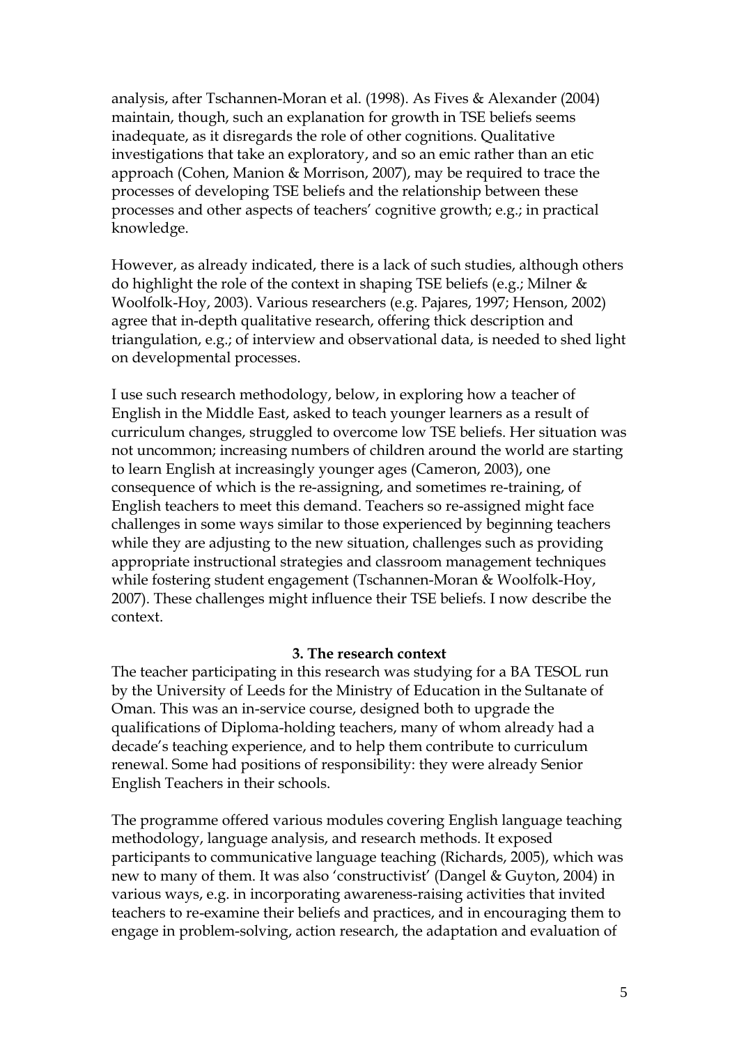analysis, after Tschannen-Moran et al. (1998). As Fives & Alexander (2004) maintain, though, such an explanation for growth in TSE beliefs seems inadequate, as it disregards the role of other cognitions. Qualitative investigations that take an exploratory, and so an emic rather than an etic approach (Cohen, Manion & Morrison, 2007), may be required to trace the processes of developing TSE beliefs and the relationship between these processes and other aspects of teachers' cognitive growth; e.g.; in practical knowledge.

However, as already indicated, there is a lack of such studies, although others do highlight the role of the context in shaping TSE beliefs (e.g.; Milner & Woolfolk-Hoy, 2003). Various researchers (e.g. Pajares, 1997; Henson, 2002) agree that in-depth qualitative research, offering thick description and triangulation, e.g.; of interview and observational data, is needed to shed light on developmental processes.

I use such research methodology, below, in exploring how a teacher of English in the Middle East, asked to teach younger learners as a result of curriculum changes, struggled to overcome low TSE beliefs. Her situation was not uncommon; increasing numbers of children around the world are starting to learn English at increasingly younger ages (Cameron, 2003), one consequence of which is the re-assigning, and sometimes re-training, of English teachers to meet this demand. Teachers so re-assigned might face challenges in some ways similar to those experienced by beginning teachers while they are adjusting to the new situation, challenges such as providing appropriate instructional strategies and classroom management techniques while fostering student engagement (Tschannen-Moran & Woolfolk-Hoy, 2007). These challenges might influence their TSE beliefs. I now describe the context.

## 3. The research context

The teacher participating in this research was studying for a BA TESOL run by the University of Leeds for the Ministry of Education in the Sultanate of Oman. This was an in-service course, designed both to upgrade the qualifications of Diploma-holding teachers, many of whom already had a decade's teaching experience, and to help them contribute to curriculum renewal. Some had positions of responsibility: they were already Senior English Teachers in their schools.

The programme offered various modules covering English language teaching methodology, language analysis, and research methods. It exposed participants to communicative language teaching (Richards, 2005), which was new to many of them. It was also 'constructivist' (Dangel & Guyton, 2004) in various ways, e.g. in incorporating awareness-raising activities that invited teachers to re-examine their beliefs and practices, and in encouraging them to engage in problem-solving, action research, the adaptation and evaluation of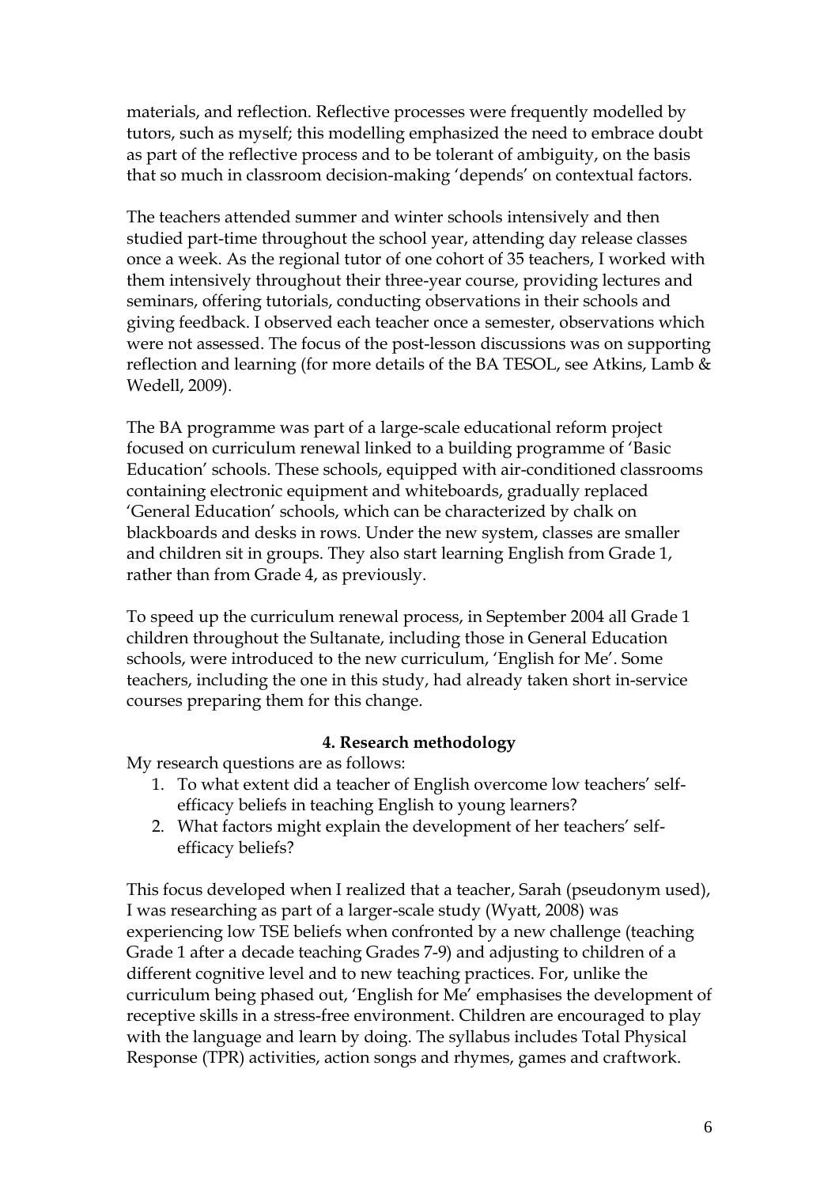materials, and reflection. Reflective processes were frequently modelled by tutors, such as myself; this modelling emphasized the need to embrace doubt as part of the reflective process and to be tolerant of ambiguity, on the basis that so much in classroom decision-making 'depends' on contextual factors.

The teachers attended summer and winter schools intensively and then studied part-time throughout the school year, attending day release classes once a week. As the regional tutor of one cohort of 35 teachers, I worked with them intensively throughout their three-year course, providing lectures and seminars, offering tutorials, conducting observations in their schools and giving feedback. I observed each teacher once a semester, observations which were not assessed. The focus of the post-lesson discussions was on supporting reflection and learning (for more details of the BA TESOL, see Atkins, Lamb & Wedell, 2009).

The BA programme was part of a large-scale educational reform project focused on curriculum renewal linked to a building programme of 'Basic Education' schools. These schools, equipped with air-conditioned classrooms containing electronic equipment and whiteboards, gradually replaced 'General Education' schools, which can be characterized by chalk on blackboards and desks in rows. Under the new system, classes are smaller and children sit in groups. They also start learning English from Grade 1, rather than from Grade 4, as previously.

To speed up the curriculum renewal process, in September 2004 all Grade 1 children throughout the Sultanate, including those in General Education schools, were introduced to the new curriculum, 'English for Me'. Some teachers, including the one in this study, had already taken short in-service courses preparing them for this change.

## 4. Research methodology

My research questions are as follows:

1. To what extent did a teacher of English overcome low teachers' self-efficacy beliefs in teaching English to young learners?
2. What factors might explain the development of her teachers' self-efficacy beliefs?

This focus developed when I realized that a teacher, Sarah (pseudonym used), I was researching as part of a larger-scale study (Wyatt, 2008) was experiencing low TSE beliefs when confronted by a new challenge (teaching Grade 1 after a decade teaching Grades 7-9) and adjusting to children of a different cognitive level and to new teaching practices. For, unlike the curriculum being phased out, 'English for Me' emphasises the development of receptive skills in a stress-free environment. Children are encouraged to play with the language and learn by doing. The syllabus includes Total Physical Response (TPR) activities, action songs and rhymes, games and craftwork.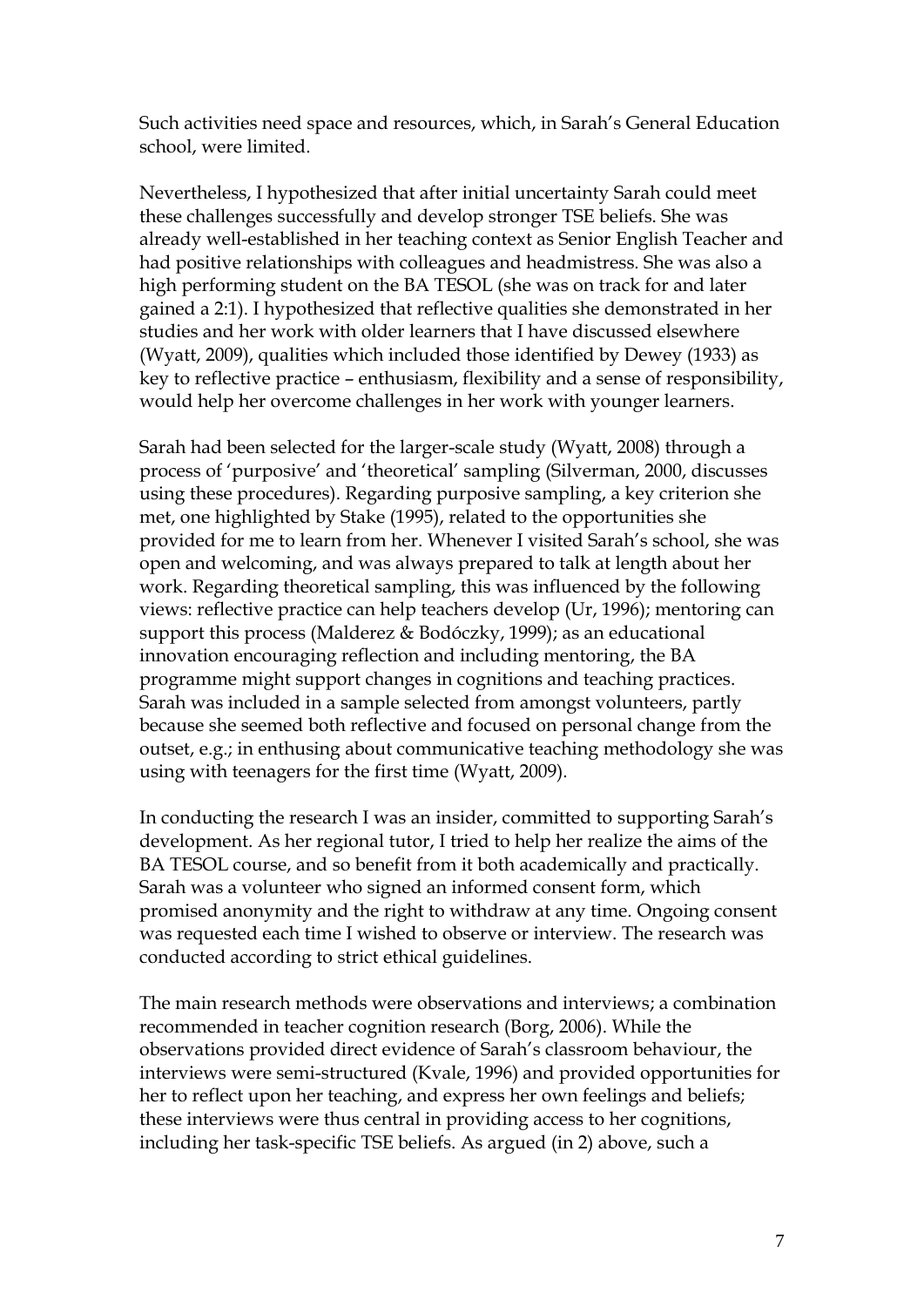Such activities need space and resources, which, in Sarah's General Education school, were limited.

Nevertheless, I hypothesized that after initial uncertainty Sarah could meet these challenges successfully and develop stronger TSE beliefs. She was already well-established in her teaching context as Senior English Teacher and had positive relationships with colleagues and headmistress. She was also a high performing student on the BA TESOL (she was on track for and later gained a 2:1). I hypothesized that reflective qualities she demonstrated in her studies and her work with older learners that I have discussed elsewhere (Wyatt, 2009), qualities which included those identified by Dewey (1933) as key to reflective practice – enthusiasm, flexibility and a sense of responsibility, would help her overcome challenges in her work with younger learners.

Sarah had been selected for the larger-scale study (Wyatt, 2008) through a process of 'purposive' and 'theoretical' sampling (Silverman, 2000, discusses using these procedures). Regarding purposive sampling, a key criterion she met, one highlighted by Stake (1995), related to the opportunities she provided for me to learn from her. Whenever I visited Sarah's school, she was open and welcoming, and was always prepared to talk at length about her work. Regarding theoretical sampling, this was influenced by the following views: reflective practice can help teachers develop (Ur, 1996); mentoring can support this process (Malderez & Bodóczky, 1999); as an educational innovation encouraging reflection and including mentoring, the BA programme might support changes in cognitions and teaching practices. Sarah was included in a sample selected from amongst volunteers, partly because she seemed both reflective and focused on personal change from the outset, e.g.; in enthusing about communicative teaching methodology she was using with teenagers for the first time (Wyatt, 2009).

In conducting the research I was an insider, committed to supporting Sarah's development. As her regional tutor, I tried to help her realize the aims of the BA TESOL course, and so benefit from it both academically and practically. Sarah was a volunteer who signed an informed consent form, which promised anonymity and the right to withdraw at any time. Ongoing consent was requested each time I wished to observe or interview. The research was conducted according to strict ethical guidelines.

The main research methods were observations and interviews; a combination recommended in teacher cognition research (Borg, 2006). While the observations provided direct evidence of Sarah's classroom behaviour, the interviews were semi-structured (Kvale, 1996) and provided opportunities for her to reflect upon her teaching, and express her own feelings and beliefs; these interviews were thus central in providing access to her cognitions, including her task-specific TSE beliefs. As argued (in 2) above, such a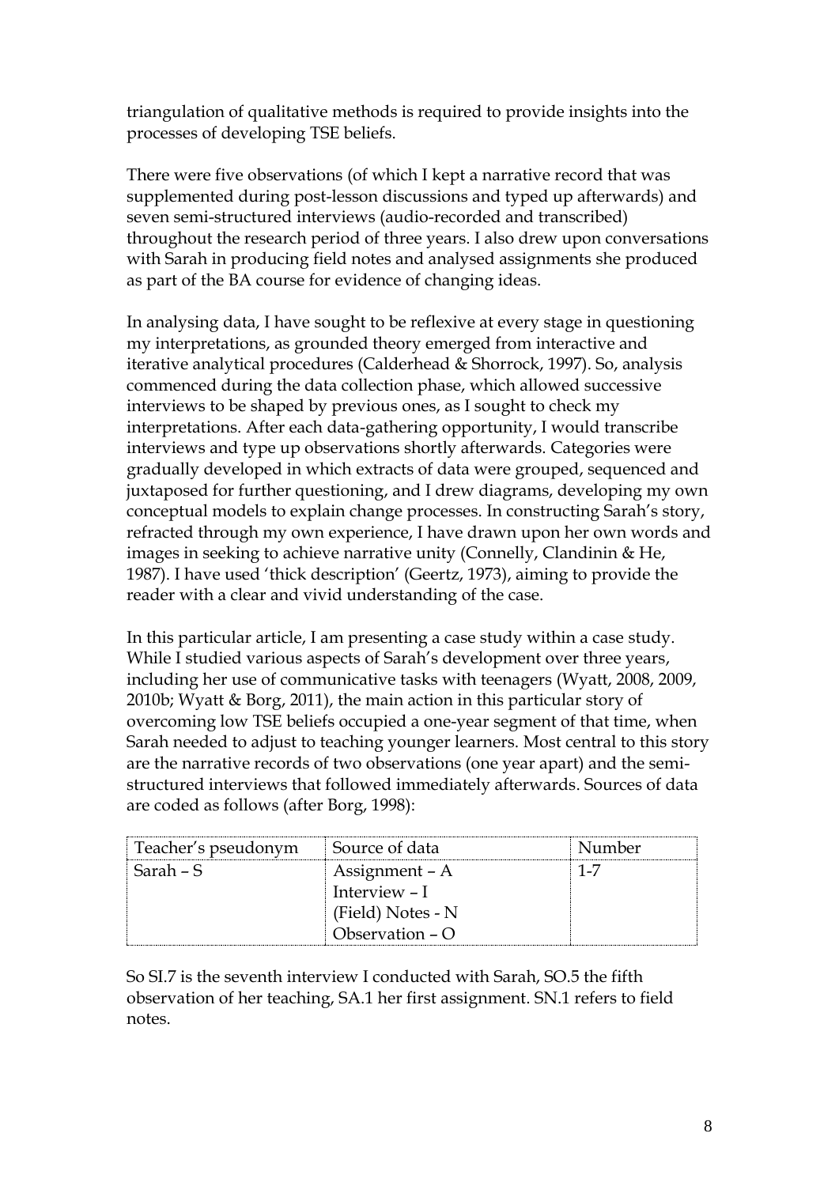triangulation of qualitative methods is required to provide insights into the processes of developing TSE beliefs.

There were five observations (of which I kept a narrative record that was supplemented during post-lesson discussions and typed up afterwards) and seven semi-structured interviews (audio-recorded and transcribed) throughout the research period of three years. I also drew upon conversations with Sarah in producing field notes and analysed assignments she produced as part of the BA course for evidence of changing ideas.

In analysing data, I have sought to be reflexive at every stage in questioning my interpretations, as grounded theory emerged from interactive and iterative analytical procedures (Calderhead & Shorrock, 1997). So, analysis commenced during the data collection phase, which allowed successive interviews to be shaped by previous ones, as I sought to check my interpretations. After each data-gathering opportunity, I would transcribe interviews and type up observations shortly afterwards. Categories were gradually developed in which extracts of data were grouped, sequenced and juxtaposed for further questioning, and I drew diagrams, developing my own conceptual models to explain change processes. In constructing Sarah's story, refracted through my own experience, I have drawn upon her own words and images in seeking to achieve narrative unity (Connelly, Clandinin & He, 1987). I have used 'thick description' (Geertz, 1973), aiming to provide the reader with a clear and vivid understanding of the case.

In this particular article, I am presenting a case study within a case study. While I studied various aspects of Sarah's development over three years, including her use of communicative tasks with teenagers (Wyatt, 2008, 2009, 2010b; Wyatt & Borg, 2011), the main action in this particular story of overcoming low TSE beliefs occupied a one-year segment of that time, when Sarah needed to adjust to teaching younger learners. Most central to this story are the narrative records of two observations (one year apart) and the semi-structured interviews that followed immediately afterwards. Sources of data are coded as follows (after Borg, 1998):

| Teacher's pseudonym | Source of data | Number |
|---|---|---|
| Sarah – S | Assignment – A<br>Interview – I<br>(Field) Notes - N<br>Observation – O | 1-7 |

So SI.7 is the seventh interview I conducted with Sarah, SO.5 the fifth observation of her teaching, SA.1 her first assignment. SN.1 refers to field notes.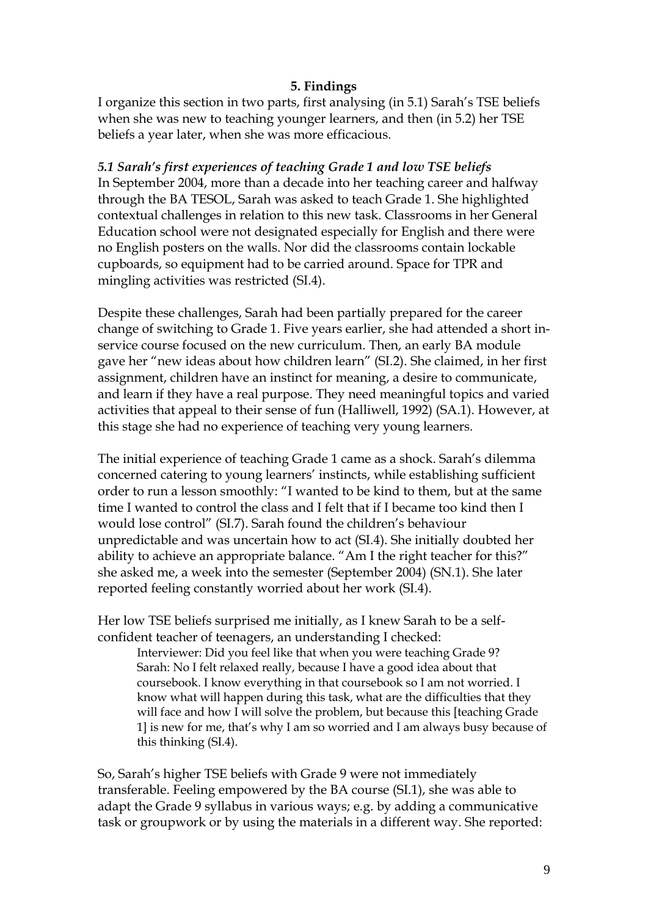## 5. Findings

I organize this section in two parts, first analysing (in 5.1) Sarah's TSE beliefs when she was new to teaching younger learners, and then (in 5.2) her TSE beliefs a year later, when she was more efficacious.

### *5.1 Sarah's first experiences of teaching Grade 1 and low TSE beliefs*

In September 2004, more than a decade into her teaching career and halfway through the BA TESOL, Sarah was asked to teach Grade 1. She highlighted contextual challenges in relation to this new task. Classrooms in her General Education school were not designated especially for English and there were no English posters on the walls. Nor did the classrooms contain lockable cupboards, so equipment had to be carried around. Space for TPR and mingling activities was restricted (SI.4).

Despite these challenges, Sarah had been partially prepared for the career change of switching to Grade 1. Five years earlier, she had attended a short in-service course focused on the new curriculum. Then, an early BA module gave her "new ideas about how children learn" (SI.2). She claimed, in her first assignment, children have an instinct for meaning, a desire to communicate, and learn if they have a real purpose. They need meaningful topics and varied activities that appeal to their sense of fun (Halliwell, 1992) (SA.1). However, at this stage she had no experience of teaching very young learners.

The initial experience of teaching Grade 1 came as a shock. Sarah's dilemma concerned catering to young learners' instincts, while establishing sufficient order to run a lesson smoothly: "I wanted to be kind to them, but at the same time I wanted to control the class and I felt that if I became too kind then I would lose control" (SI.7). Sarah found the children's behaviour unpredictable and was uncertain how to act (SI.4). She initially doubted her ability to achieve an appropriate balance. "Am I the right teacher for this?" she asked me, a week into the semester (September 2004) (SN.1). She later reported feeling constantly worried about her work (SI.4).

Her low TSE beliefs surprised me initially, as I knew Sarah to be a self-confident teacher of teenagers, an understanding I checked:

> Interviewer: Did you feel like that when you were teaching Grade 9?
> Sarah: No I felt relaxed really, because I have a good idea about that coursebook. I know everything in that coursebook so I am not worried. I know what will happen during this task, what are the difficulties that they will face and how I will solve the problem, but because this [teaching Grade 1] is new for me, that's why I am so worried and I am always busy because of this thinking (SI.4).

So, Sarah's higher TSE beliefs with Grade 9 were not immediately transferable. Feeling empowered by the BA course (SI.1), she was able to adapt the Grade 9 syllabus in various ways; e.g. by adding a communicative task or groupwork or by using the materials in a different way. She reported: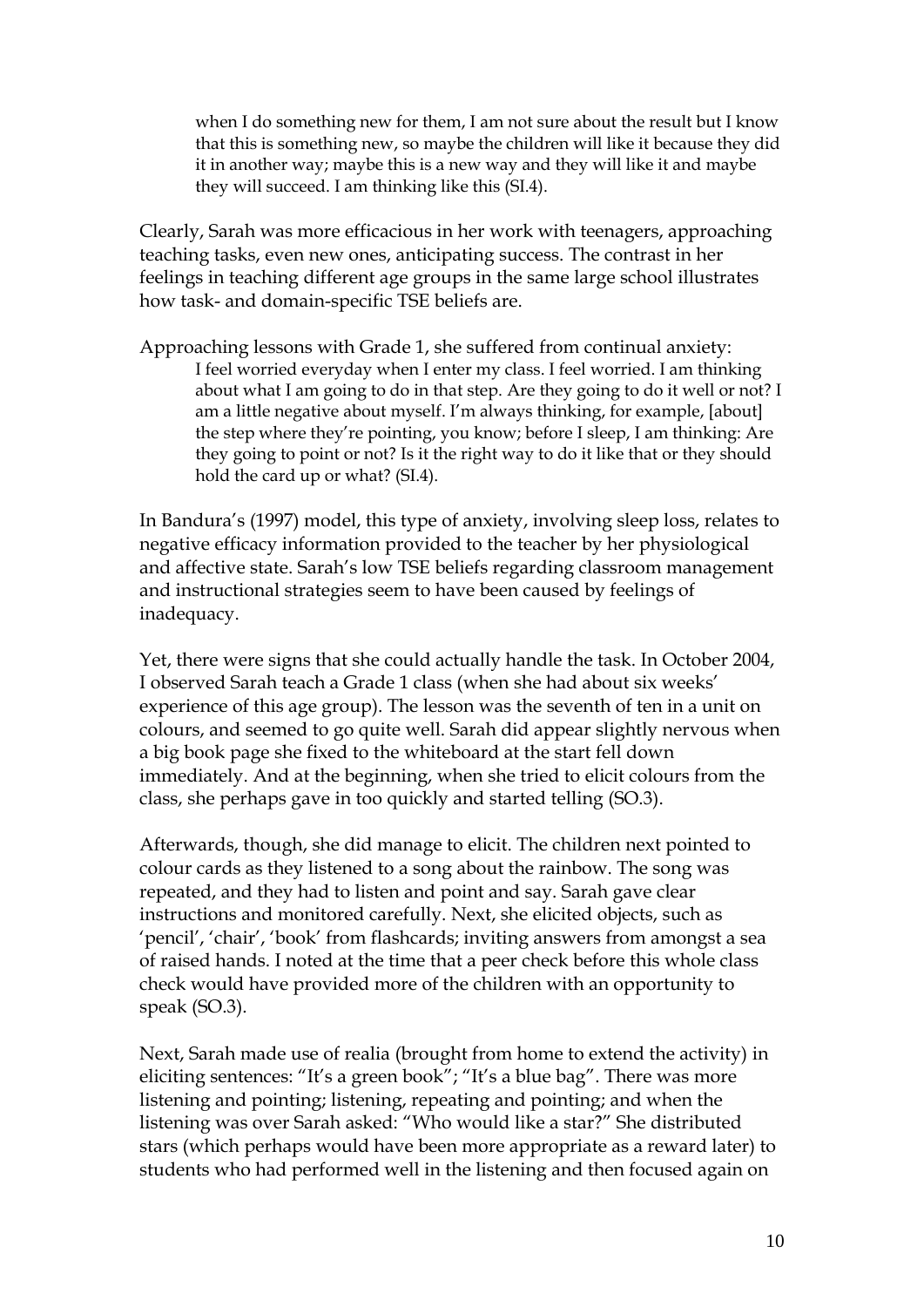> when I do something new for them, I am not sure about the result but I know that this is something new, so maybe the children will like it because they did it in another way; maybe this is a new way and they will like it and maybe they will succeed. I am thinking like this (SI.4).

Clearly, Sarah was more efficacious in her work with teenagers, approaching teaching tasks, even new ones, anticipating success. The contrast in her feelings in teaching different age groups in the same large school illustrates how task- and domain-specific TSE beliefs are.

Approaching lessons with Grade 1, she suffered from continual anxiety:

> I feel worried everyday when I enter my class. I feel worried. I am thinking about what I am going to do in that step. Are they going to do it well or not? I am a little negative about myself. I'm always thinking, for example, [about] the step where they're pointing, you know; before I sleep, I am thinking: Are they going to point or not? Is it the right way to do it like that or they should hold the card up or what? (SI.4).

In Bandura's (1997) model, this type of anxiety, involving sleep loss, relates to negative efficacy information provided to the teacher by her physiological and affective state. Sarah's low TSE beliefs regarding classroom management and instructional strategies seem to have been caused by feelings of inadequacy.

Yet, there were signs that she could actually handle the task. In October 2004, I observed Sarah teach a Grade 1 class (when she had about six weeks' experience of this age group). The lesson was the seventh of ten in a unit on colours, and seemed to go quite well. Sarah did appear slightly nervous when a big book page she fixed to the whiteboard at the start fell down immediately. And at the beginning, when she tried to elicit colours from the class, she perhaps gave in too quickly and started telling (SO.3).

Afterwards, though, she did manage to elicit. The children next pointed to colour cards as they listened to a song about the rainbow. The song was repeated, and they had to listen and point and say. Sarah gave clear instructions and monitored carefully. Next, she elicited objects, such as 'pencil', 'chair', 'book' from flashcards; inviting answers from amongst a sea of raised hands. I noted at the time that a peer check before this whole class check would have provided more of the children with an opportunity to speak (SO.3).

Next, Sarah made use of realia (brought from home to extend the activity) in eliciting sentences: "It's a green book"; "It's a blue bag". There was more listening and pointing; listening, repeating and pointing; and when the listening was over Sarah asked: "Who would like a star?" She distributed stars (which perhaps would have been more appropriate as a reward later) to students who had performed well in the listening and then focused again on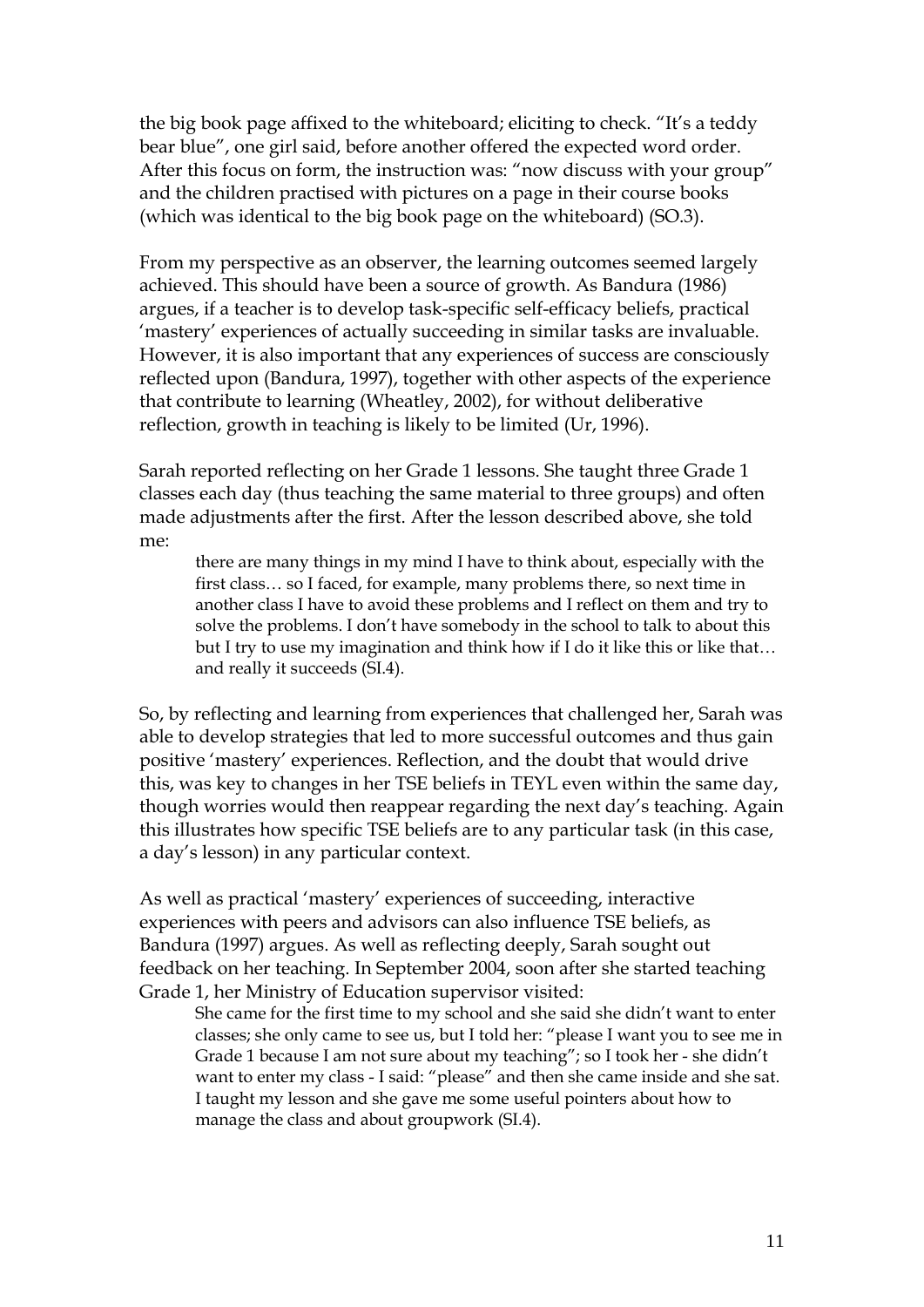the big book page affixed to the whiteboard; eliciting to check. "It's a teddy bear blue", one girl said, before another offered the expected word order. After this focus on form, the instruction was: "now discuss with your group" and the children practised with pictures on a page in their course books (which was identical to the big book page on the whiteboard) (SO.3).

From my perspective as an observer, the learning outcomes seemed largely achieved. This should have been a source of growth. As Bandura (1986) argues, if a teacher is to develop task-specific self-efficacy beliefs, practical 'mastery' experiences of actually succeeding in similar tasks are invaluable. However, it is also important that any experiences of success are consciously reflected upon (Bandura, 1997), together with other aspects of the experience that contribute to learning (Wheatley, 2002), for without deliberative reflection, growth in teaching is likely to be limited (Ur, 1996).

Sarah reported reflecting on her Grade 1 lessons. She taught three Grade 1 classes each day (thus teaching the same material to three groups) and often made adjustments after the first. After the lesson described above, she told me:

> there are many things in my mind I have to think about, especially with the first class… so I faced, for example, many problems there, so next time in another class I have to avoid these problems and I reflect on them and try to solve the problems. I don't have somebody in the school to talk to about this but I try to use my imagination and think how if I do it like this or like that… and really it succeeds (SI.4).

So, by reflecting and learning from experiences that challenged her, Sarah was able to develop strategies that led to more successful outcomes and thus gain positive 'mastery' experiences. Reflection, and the doubt that would drive this, was key to changes in her TSE beliefs in TEYL even within the same day, though worries would then reappear regarding the next day's teaching. Again this illustrates how specific TSE beliefs are to any particular task (in this case, a day's lesson) in any particular context.

As well as practical 'mastery' experiences of succeeding, interactive experiences with peers and advisors can also influence TSE beliefs, as Bandura (1997) argues. As well as reflecting deeply, Sarah sought out feedback on her teaching. In September 2004, soon after she started teaching Grade 1, her Ministry of Education supervisor visited:

> She came for the first time to my school and she said she didn't want to enter classes; she only came to see us, but I told her: "please I want you to see me in Grade 1 because I am not sure about my teaching"; so I took her - she didn't want to enter my class - I said: "please" and then she came inside and she sat. I taught my lesson and she gave me some useful pointers about how to manage the class and about groupwork (SI.4).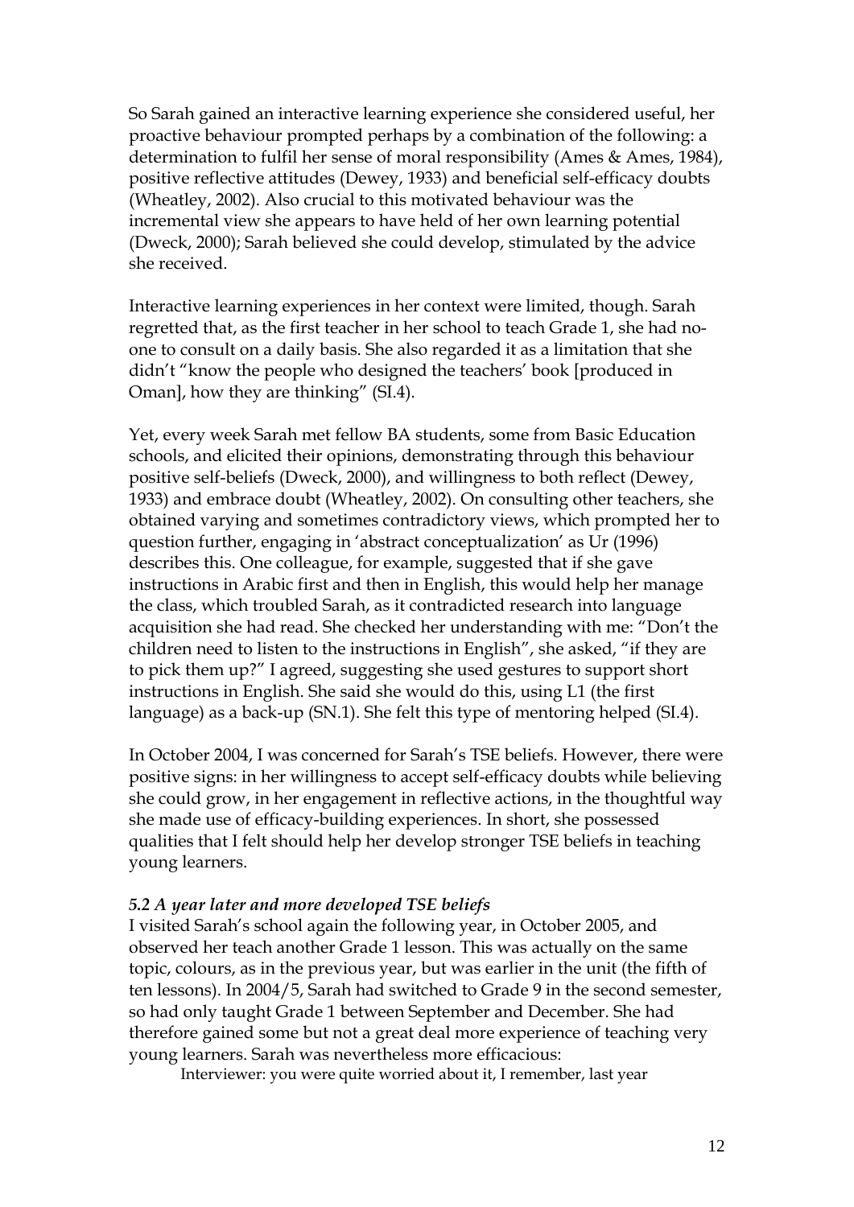So Sarah gained an interactive learning experience she considered useful, her proactive behaviour prompted perhaps by a combination of the following: a determination to fulfil her sense of moral responsibility (Ames & Ames, 1984), positive reflective attitudes (Dewey, 1933) and beneficial self-efficacy doubts (Wheatley, 2002). Also crucial to this motivated behaviour was the incremental view she appears to have held of her own learning potential (Dweck, 2000); Sarah believed she could develop, stimulated by the advice she received.

Interactive learning experiences in her context were limited, though. Sarah regretted that, as the first teacher in her school to teach Grade 1, she had no-one to consult on a daily basis. She also regarded it as a limitation that she didn't "know the people who designed the teachers' book [produced in Oman], how they are thinking" (SI.4).

Yet, every week Sarah met fellow BA students, some from Basic Education schools, and elicited their opinions, demonstrating through this behaviour positive self-beliefs (Dweck, 2000), and willingness to both reflect (Dewey, 1933) and embrace doubt (Wheatley, 2002). On consulting other teachers, she obtained varying and sometimes contradictory views, which prompted her to question further, engaging in 'abstract conceptualization' as Ur (1996) describes this. One colleague, for example, suggested that if she gave instructions in Arabic first and then in English, this would help her manage the class, which troubled Sarah, as it contradicted research into language acquisition she had read. She checked her understanding with me: "Don't the children need to listen to the instructions in English", she asked, "if they are to pick them up?" I agreed, suggesting she used gestures to support short instructions in English. She said she would do this, using L1 (the first language) as a back-up (SN.1). She felt this type of mentoring helped (SI.4).

In October 2004, I was concerned for Sarah's TSE beliefs. However, there were positive signs: in her willingness to accept self-efficacy doubts while believing she could grow, in her engagement in reflective actions, in the thoughtful way she made use of efficacy-building experiences. In short, she possessed qualities that I felt should help her develop stronger TSE beliefs in teaching young learners.

### *5.2 A year later and more developed TSE beliefs*

I visited Sarah's school again the following year, in October 2005, and observed her teach another Grade 1 lesson. This was actually on the same topic, colours, as in the previous year, but was earlier in the unit (the fifth of ten lessons). In 2004/5, Sarah had switched to Grade 9 in the second semester, so had only taught Grade 1 between September and December. She had therefore gained some but not a great deal more experience of teaching very young learners. Sarah was nevertheless more efficacious:

> Interviewer: you were quite worried about it, I remember, last year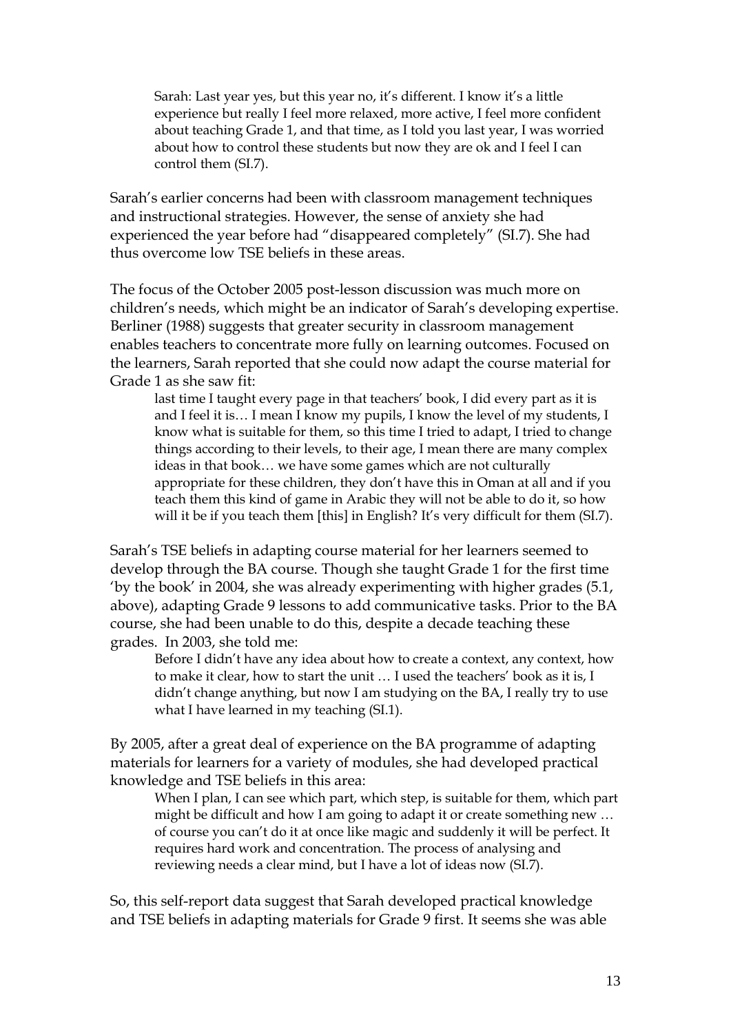> Sarah: Last year yes, but this year no, it's different. I know it's a little experience but really I feel more relaxed, more active, I feel more confident about teaching Grade 1, and that time, as I told you last year, I was worried about how to control these students but now they are ok and I feel I can control them (SI.7).

Sarah's earlier concerns had been with classroom management techniques and instructional strategies. However, the sense of anxiety she had experienced the year before had "disappeared completely" (SI.7). She had thus overcome low TSE beliefs in these areas.

The focus of the October 2005 post-lesson discussion was much more on children's needs, which might be an indicator of Sarah's developing expertise. Berliner (1988) suggests that greater security in classroom management enables teachers to concentrate more fully on learning outcomes. Focused on the learners, Sarah reported that she could now adapt the course material for Grade 1 as she saw fit:

> last time I taught every page in that teachers' book, I did every part as it is and I feel it is… I mean I know my pupils, I know the level of my students, I know what is suitable for them, so this time I tried to adapt, I tried to change things according to their levels, to their age, I mean there are many complex ideas in that book… we have some games which are not culturally appropriate for these children, they don't have this in Oman at all and if you teach them this kind of game in Arabic they will not be able to do it, so how will it be if you teach them [this] in English? It's very difficult for them (SI.7).

Sarah's TSE beliefs in adapting course material for her learners seemed to develop through the BA course. Though she taught Grade 1 for the first time 'by the book' in 2004, she was already experimenting with higher grades (5.1, above), adapting Grade 9 lessons to add communicative tasks. Prior to the BA course, she had been unable to do this, despite a decade teaching these grades. In 2003, she told me:

> Before I didn't have any idea about how to create a context, any context, how to make it clear, how to start the unit … I used the teachers' book as it is, I didn't change anything, but now I am studying on the BA, I really try to use what I have learned in my teaching (SI.1).

By 2005, after a great deal of experience on the BA programme of adapting materials for learners for a variety of modules, she had developed practical knowledge and TSE beliefs in this area:

> When I plan, I can see which part, which step, is suitable for them, which part might be difficult and how I am going to adapt it or create something new … of course you can't do it at once like magic and suddenly it will be perfect. It requires hard work and concentration. The process of analysing and reviewing needs a clear mind, but I have a lot of ideas now (SI.7).

So, this self-report data suggest that Sarah developed practical knowledge and TSE beliefs in adapting materials for Grade 9 first. It seems she was able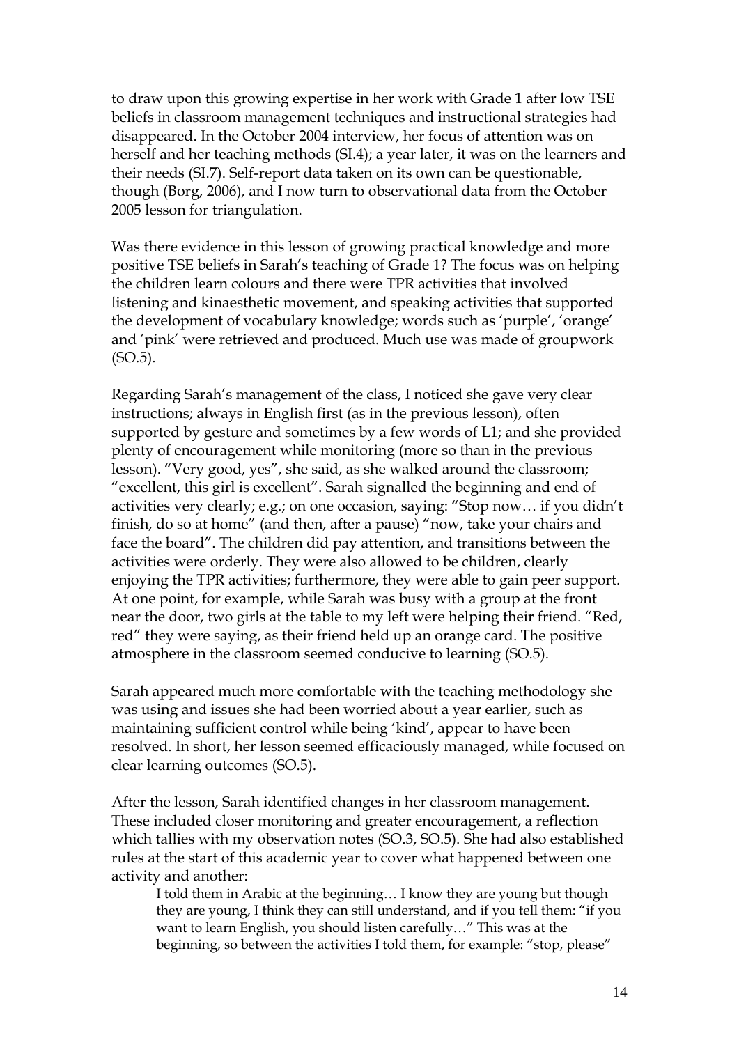to draw upon this growing expertise in her work with Grade 1 after low TSE beliefs in classroom management techniques and instructional strategies had disappeared. In the October 2004 interview, her focus of attention was on herself and her teaching methods (SI.4); a year later, it was on the learners and their needs (SI.7). Self-report data taken on its own can be questionable, though (Borg, 2006), and I now turn to observational data from the October 2005 lesson for triangulation.

Was there evidence in this lesson of growing practical knowledge and more positive TSE beliefs in Sarah's teaching of Grade 1? The focus was on helping the children learn colours and there were TPR activities that involved listening and kinaesthetic movement, and speaking activities that supported the development of vocabulary knowledge; words such as 'purple', 'orange' and 'pink' were retrieved and produced. Much use was made of groupwork (SO.5).

Regarding Sarah's management of the class, I noticed she gave very clear instructions; always in English first (as in the previous lesson), often supported by gesture and sometimes by a few words of L1; and she provided plenty of encouragement while monitoring (more so than in the previous lesson). "Very good, yes", she said, as she walked around the classroom; "excellent, this girl is excellent". Sarah signalled the beginning and end of activities very clearly; e.g.; on one occasion, saying: "Stop now… if you didn't finish, do so at home" (and then, after a pause) "now, take your chairs and face the board". The children did pay attention, and transitions between the activities were orderly. They were also allowed to be children, clearly enjoying the TPR activities; furthermore, they were able to gain peer support. At one point, for example, while Sarah was busy with a group at the front near the door, two girls at the table to my left were helping their friend. "Red, red" they were saying, as their friend held up an orange card. The positive atmosphere in the classroom seemed conducive to learning (SO.5).

Sarah appeared much more comfortable with the teaching methodology she was using and issues she had been worried about a year earlier, such as maintaining sufficient control while being 'kind', appear to have been resolved. In short, her lesson seemed efficaciously managed, while focused on clear learning outcomes (SO.5).

After the lesson, Sarah identified changes in her classroom management. These included closer monitoring and greater encouragement, a reflection which tallies with my observation notes (SO.3, SO.5). She had also established rules at the start of this academic year to cover what happened between one activity and another:

> I told them in Arabic at the beginning… I know they are young but though they are young, I think they can still understand, and if you tell them: "if you want to learn English, you should listen carefully…" This was at the beginning, so between the activities I told them, for example: "stop, please"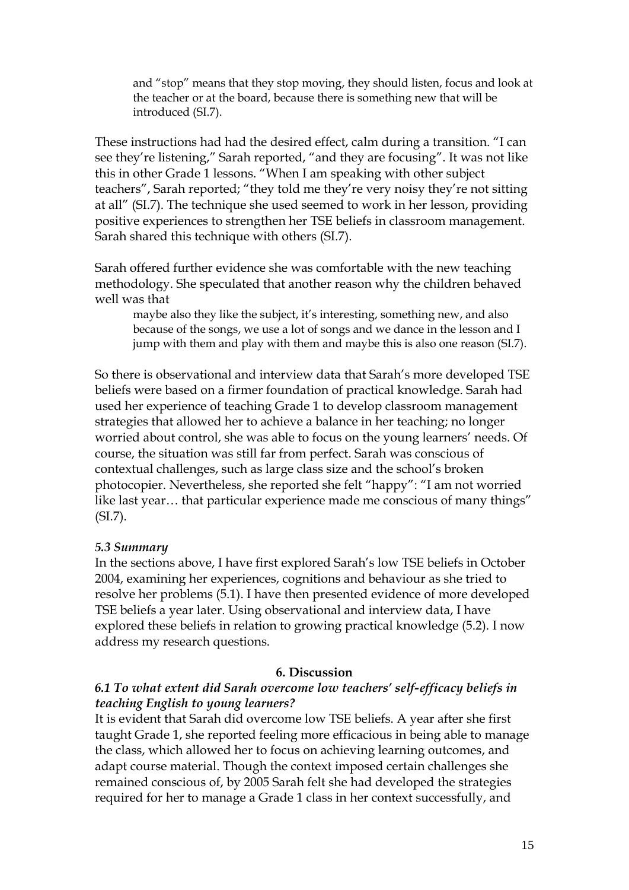> and "stop" means that they stop moving, they should listen, focus and look at the teacher or at the board, because there is something new that will be introduced (SI.7).

These instructions had had the desired effect, calm during a transition. "I can see they're listening," Sarah reported, "and they are focusing". It was not like this in other Grade 1 lessons. "When I am speaking with other subject teachers", Sarah reported; "they told me they're very noisy they're not sitting at all" (SI.7). The technique she used seemed to work in her lesson, providing positive experiences to strengthen her TSE beliefs in classroom management. Sarah shared this technique with others (SI.7).

Sarah offered further evidence she was comfortable with the new teaching methodology. She speculated that another reason why the children behaved well was that

> maybe also they like the subject, it's interesting, something new, and also because of the songs, we use a lot of songs and we dance in the lesson and I jump with them and play with them and maybe this is also one reason (SI.7).

So there is observational and interview data that Sarah's more developed TSE beliefs were based on a firmer foundation of practical knowledge. Sarah had used her experience of teaching Grade 1 to develop classroom management strategies that allowed her to achieve a balance in her teaching; no longer worried about control, she was able to focus on the young learners' needs. Of course, the situation was still far from perfect. Sarah was conscious of contextual challenges, such as large class size and the school's broken photocopier. Nevertheless, she reported she felt "happy": "I am not worried like last year… that particular experience made me conscious of many things" (SI.7).

### *5.3 Summary*

In the sections above, I have first explored Sarah's low TSE beliefs in October 2004, examining her experiences, cognitions and behaviour as she tried to resolve her problems (5.1). I have then presented evidence of more developed TSE beliefs a year later. Using observational and interview data, I have explored these beliefs in relation to growing practical knowledge (5.2). I now address my research questions.

## 6. Discussion

### *6.1 To what extent did Sarah overcome low teachers' self-efficacy beliefs in teaching English to young learners?*

It is evident that Sarah did overcome low TSE beliefs. A year after she first taught Grade 1, she reported feeling more efficacious in being able to manage the class, which allowed her to focus on achieving learning outcomes, and adapt course material. Though the context imposed certain challenges she remained conscious of, by 2005 Sarah felt she had developed the strategies required for her to manage a Grade 1 class in her context successfully, and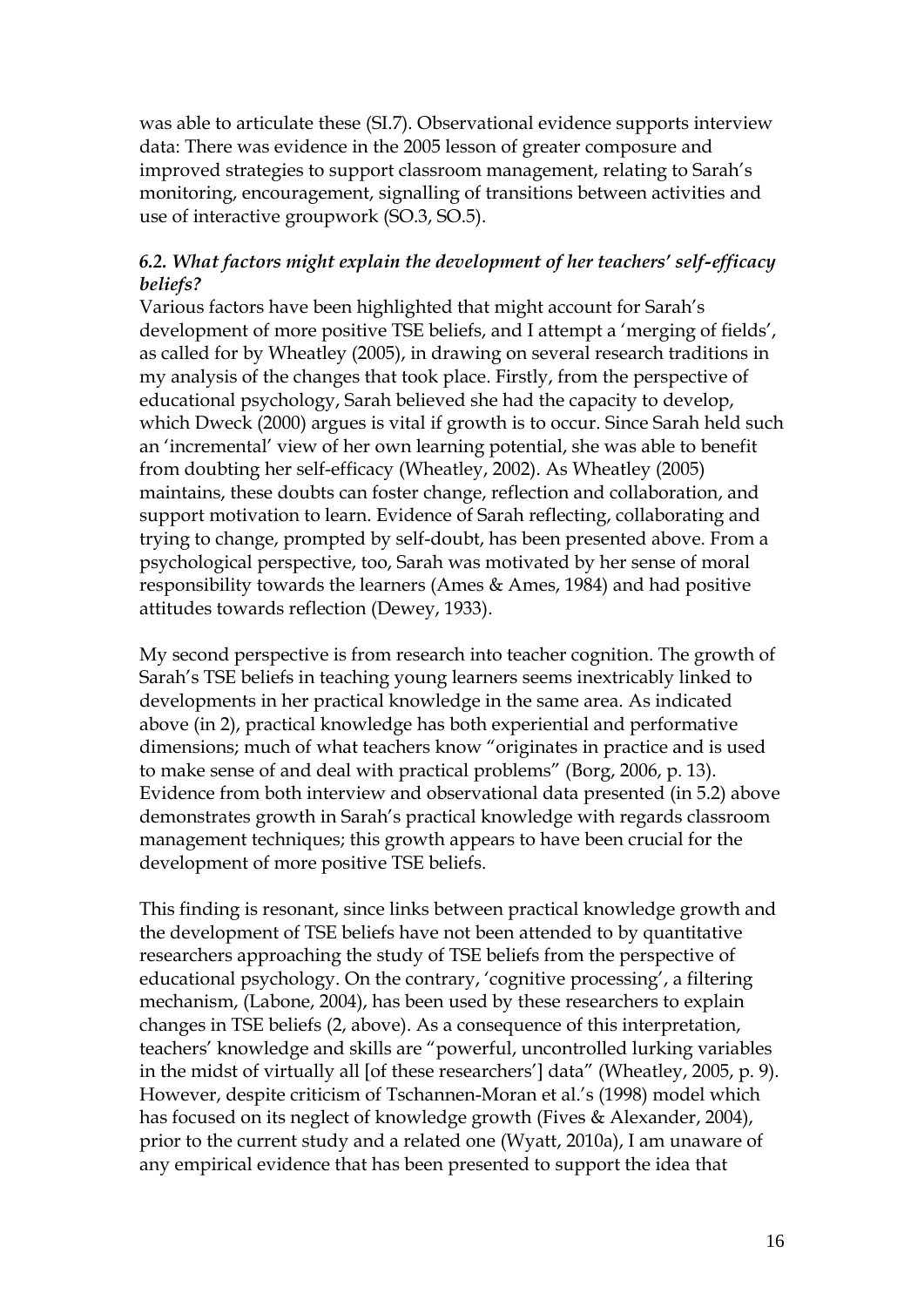was able to articulate these (SI.7). Observational evidence supports interview data: There was evidence in the 2005 lesson of greater composure and improved strategies to support classroom management, relating to Sarah's monitoring, encouragement, signalling of transitions between activities and use of interactive groupwork (SO.3, SO.5).

### *6.2. What factors might explain the development of her teachers' self-efficacy beliefs?*

Various factors have been highlighted that might account for Sarah's development of more positive TSE beliefs, and I attempt a 'merging of fields', as called for by Wheatley (2005), in drawing on several research traditions in my analysis of the changes that took place. Firstly, from the perspective of educational psychology, Sarah believed she had the capacity to develop, which Dweck (2000) argues is vital if growth is to occur. Since Sarah held such an 'incremental' view of her own learning potential, she was able to benefit from doubting her self-efficacy (Wheatley, 2002). As Wheatley (2005) maintains, these doubts can foster change, reflection and collaboration, and support motivation to learn. Evidence of Sarah reflecting, collaborating and trying to change, prompted by self-doubt, has been presented above. From a psychological perspective, too, Sarah was motivated by her sense of moral responsibility towards the learners (Ames & Ames, 1984) and had positive attitudes towards reflection (Dewey, 1933).

My second perspective is from research into teacher cognition. The growth of Sarah's TSE beliefs in teaching young learners seems inextricably linked to developments in her practical knowledge in the same area. As indicated above (in 2), practical knowledge has both experiential and performative dimensions; much of what teachers know "originates in practice and is used to make sense of and deal with practical problems" (Borg, 2006, p. 13). Evidence from both interview and observational data presented (in 5.2) above demonstrates growth in Sarah's practical knowledge with regards classroom management techniques; this growth appears to have been crucial for the development of more positive TSE beliefs.

This finding is resonant, since links between practical knowledge growth and the development of TSE beliefs have not been attended to by quantitative researchers approaching the study of TSE beliefs from the perspective of educational psychology. On the contrary, 'cognitive processing', a filtering mechanism, (Labone, 2004), has been used by these researchers to explain changes in TSE beliefs (2, above). As a consequence of this interpretation, teachers' knowledge and skills are "powerful, uncontrolled lurking variables in the midst of virtually all [of these researchers'] data" (Wheatley, 2005, p. 9). However, despite criticism of Tschannen-Moran et al.'s (1998) model which has focused on its neglect of knowledge growth (Fives & Alexander, 2004), prior to the current study and a related one (Wyatt, 2010a), I am unaware of any empirical evidence that has been presented to support the idea that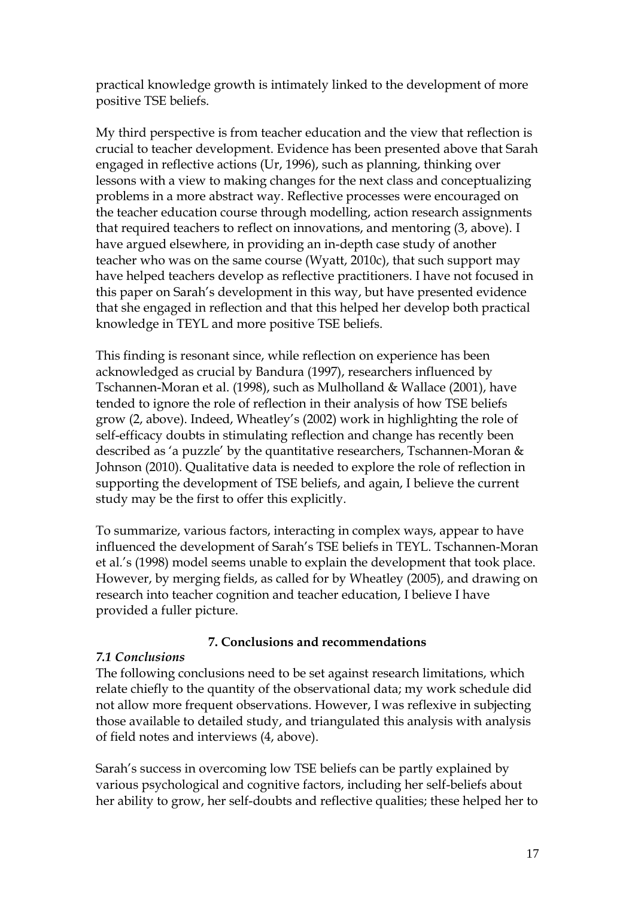practical knowledge growth is intimately linked to the development of more positive TSE beliefs.

My third perspective is from teacher education and the view that reflection is crucial to teacher development. Evidence has been presented above that Sarah engaged in reflective actions (Ur, 1996), such as planning, thinking over lessons with a view to making changes for the next class and conceptualizing problems in a more abstract way. Reflective processes were encouraged on the teacher education course through modelling, action research assignments that required teachers to reflect on innovations, and mentoring (3, above). I have argued elsewhere, in providing an in-depth case study of another teacher who was on the same course (Wyatt, 2010c), that such support may have helped teachers develop as reflective practitioners. I have not focused in this paper on Sarah's development in this way, but have presented evidence that she engaged in reflection and that this helped her develop both practical knowledge in TEYL and more positive TSE beliefs.

This finding is resonant since, while reflection on experience has been acknowledged as crucial by Bandura (1997), researchers influenced by Tschannen-Moran et al. (1998), such as Mulholland & Wallace (2001), have tended to ignore the role of reflection in their analysis of how TSE beliefs grow (2, above). Indeed, Wheatley's (2002) work in highlighting the role of self-efficacy doubts in stimulating reflection and change has recently been described as 'a puzzle' by the quantitative researchers, Tschannen-Moran & Johnson (2010). Qualitative data is needed to explore the role of reflection in supporting the development of TSE beliefs, and again, I believe the current study may be the first to offer this explicitly.

To summarize, various factors, interacting in complex ways, appear to have influenced the development of Sarah's TSE beliefs in TEYL. Tschannen-Moran et al.'s (1998) model seems unable to explain the development that took place. However, by merging fields, as called for by Wheatley (2005), and drawing on research into teacher cognition and teacher education, I believe I have provided a fuller picture.

## 7. Conclusions and recommendations

### *7.1 Conclusions*

The following conclusions need to be set against research limitations, which relate chiefly to the quantity of the observational data; my work schedule did not allow more frequent observations. However, I was reflexive in subjecting those available to detailed study, and triangulated this analysis with analysis of field notes and interviews (4, above).

Sarah's success in overcoming low TSE beliefs can be partly explained by various psychological and cognitive factors, including her self-beliefs about her ability to grow, her self-doubts and reflective qualities; these helped her to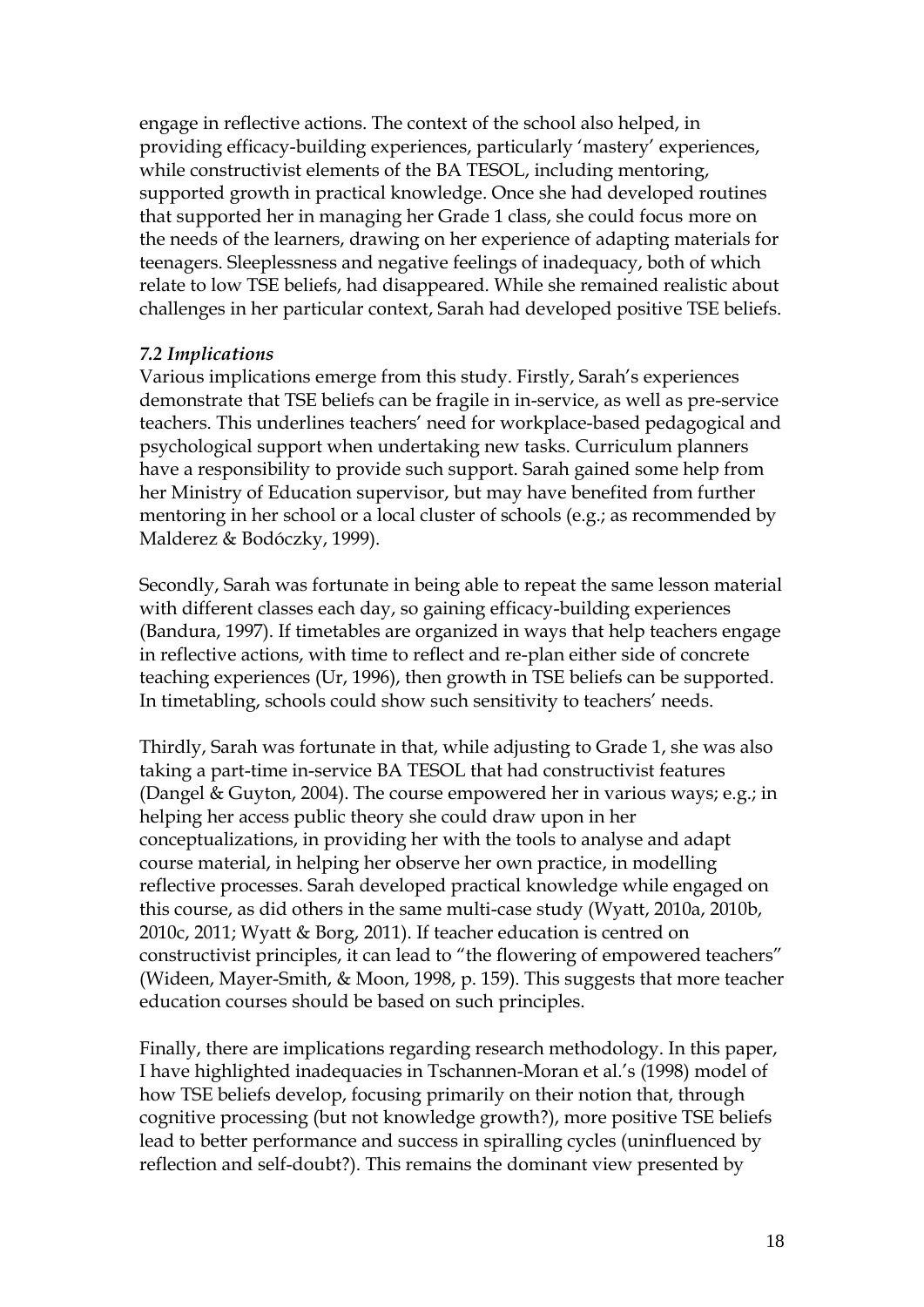engage in reflective actions. The context of the school also helped, in providing efficacy-building experiences, particularly 'mastery' experiences, while constructivist elements of the BA TESOL, including mentoring, supported growth in practical knowledge. Once she had developed routines that supported her in managing her Grade 1 class, she could focus more on the needs of the learners, drawing on her experience of adapting materials for teenagers. Sleeplessness and negative feelings of inadequacy, both of which relate to low TSE beliefs, had disappeared. While she remained realistic about challenges in her particular context, Sarah had developed positive TSE beliefs.

### *7.2 Implications*

Various implications emerge from this study. Firstly, Sarah's experiences demonstrate that TSE beliefs can be fragile in in-service, as well as pre-service teachers. This underlines teachers' need for workplace-based pedagogical and psychological support when undertaking new tasks. Curriculum planners have a responsibility to provide such support. Sarah gained some help from her Ministry of Education supervisor, but may have benefited from further mentoring in her school or a local cluster of schools (e.g.; as recommended by Malderez & Bodóczky, 1999).

Secondly, Sarah was fortunate in being able to repeat the same lesson material with different classes each day, so gaining efficacy-building experiences (Bandura, 1997). If timetables are organized in ways that help teachers engage in reflective actions, with time to reflect and re-plan either side of concrete teaching experiences (Ur, 1996), then growth in TSE beliefs can be supported. In timetabling, schools could show such sensitivity to teachers' needs.

Thirdly, Sarah was fortunate in that, while adjusting to Grade 1, she was also taking a part-time in-service BA TESOL that had constructivist features (Dangel & Guyton, 2004). The course empowered her in various ways; e.g.; in helping her access public theory she could draw upon in her conceptualizations, in providing her with the tools to analyse and adapt course material, in helping her observe her own practice, in modelling reflective processes. Sarah developed practical knowledge while engaged on this course, as did others in the same multi-case study (Wyatt, 2010a, 2010b, 2010c, 2011; Wyatt & Borg, 2011). If teacher education is centred on constructivist principles, it can lead to "the flowering of empowered teachers" (Wideen, Mayer-Smith, & Moon, 1998, p. 159). This suggests that more teacher education courses should be based on such principles.

Finally, there are implications regarding research methodology. In this paper, I have highlighted inadequacies in Tschannen-Moran et al.'s (1998) model of how TSE beliefs develop, focusing primarily on their notion that, through cognitive processing (but not knowledge growth?), more positive TSE beliefs lead to better performance and success in spiralling cycles (uninfluenced by reflection and self-doubt?). This remains the dominant view presented by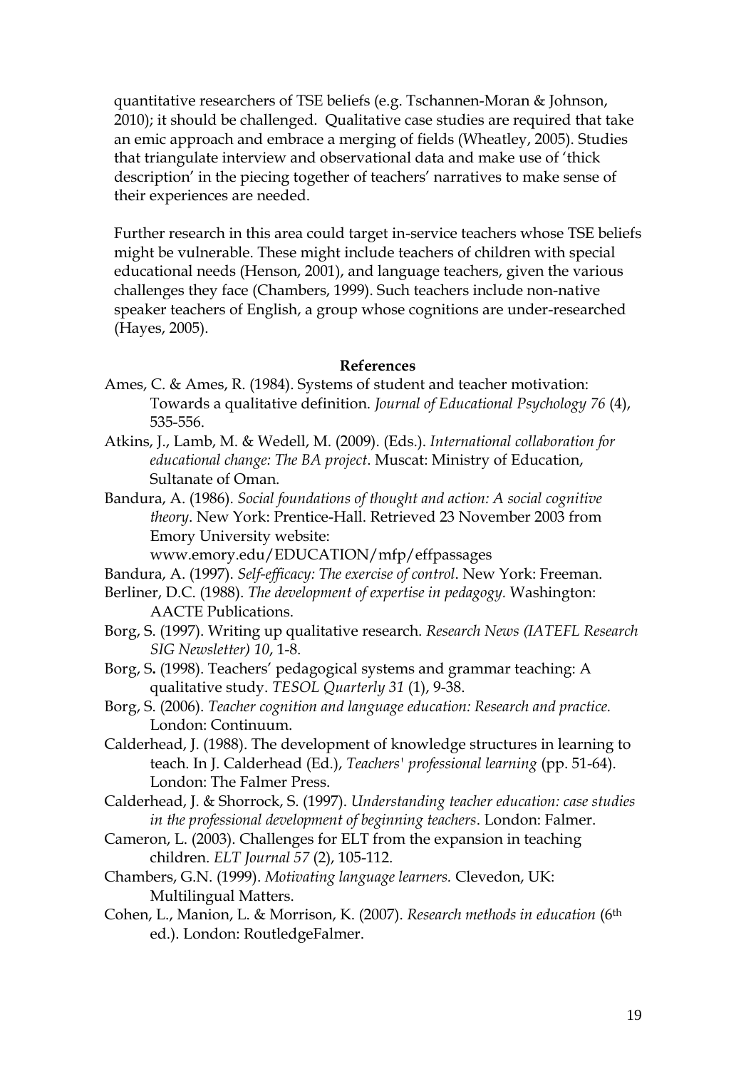quantitative researchers of TSE beliefs (e.g. Tschannen-Moran & Johnson, 2010); it should be challenged. Qualitative case studies are required that take an emic approach and embrace a merging of fields (Wheatley, 2005). Studies that triangulate interview and observational data and make use of 'thick description' in the piecing together of teachers' narratives to make sense of their experiences are needed.

Further research in this area could target in-service teachers whose TSE beliefs might be vulnerable. These might include teachers of children with special educational needs (Henson, 2001), and language teachers, given the various challenges they face (Chambers, 1999). Such teachers include non-native speaker teachers of English, a group whose cognitions are under-researched (Hayes, 2005).

## References

Ames, C. & Ames, R. (1984). Systems of student and teacher motivation: Towards a qualitative definition. *Journal of Educational Psychology 76* (4), 535-556.

Atkins, J., Lamb, M. & Wedell, M. (2009). (Eds.). *International collaboration for educational change: The BA project*. Muscat: Ministry of Education, Sultanate of Oman.

Bandura, A. (1986). *Social foundations of thought and action: A social cognitive theory*. New York: Prentice-Hall. Retrieved 23 November 2003 from Emory University website: www.emory.edu/EDUCATION/mfp/effpassages

Bandura, A. (1997). *Self-efficacy: The exercise of control*. New York: Freeman.

Berliner, D.C. (1988). *The development of expertise in pedagogy.* Washington: AACTE Publications.

Borg, S. (1997). Writing up qualitative research. *Research News (IATEFL Research SIG Newsletter) 10*, 1-8.

Borg, S**.** (1998). Teachers' pedagogical systems and grammar teaching: A qualitative study. *TESOL Quarterly 31* (1), 9-38.

Borg, S. (2006). *Teacher cognition and language education: Research and practice.* London: Continuum.

Calderhead, J. (1988). The development of knowledge structures in learning to teach. In J. Calderhead (Ed.), *Teachers' professional learning* (pp. 51-64). London: The Falmer Press.

Calderhead, J. & Shorrock, S. (1997). *Understanding teacher education: case studies in the professional development of beginning teachers*. London: Falmer.

Cameron, L. (2003). Challenges for ELT from the expansion in teaching children. *ELT Journal 57* (2), 105-112.

Chambers, G.N. (1999). *Motivating language learners.* Clevedon, UK: Multilingual Matters.

Cohen, L., Manion, L. & Morrison, K. (2007). *Research methods in education* (6th ed.). London: RoutledgeFalmer.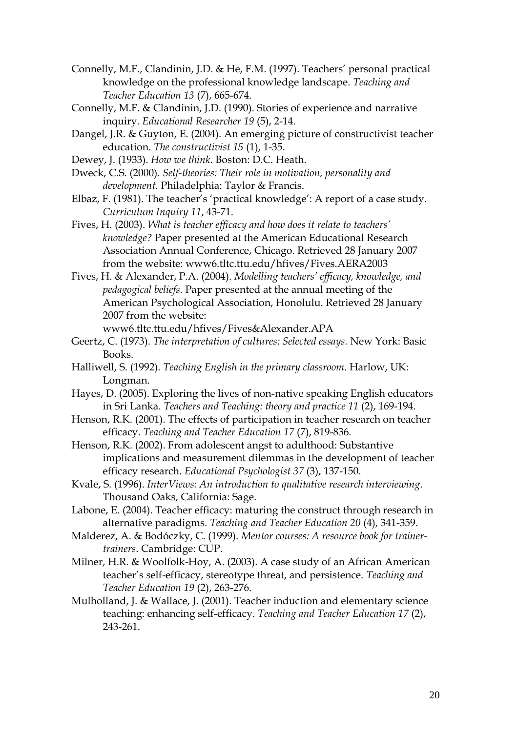Connelly, M.F., Clandinin, J.D. & He, F.M. (1997). Teachers' personal practical knowledge on the professional knowledge landscape. *Teaching and Teacher Education 13* (7), 665-674.

Connelly, M.F. & Clandinin, J.D. (1990). Stories of experience and narrative inquiry. *Educational Researcher 19* (5), 2-14.

Dangel, J.R. & Guyton, E. (2004). An emerging picture of constructivist teacher education. *The constructivist 15* (1), 1-35.

Dewey, J. (1933). *How we think.* Boston: D.C. Heath.

Dweck, C.S. (2000). *Self-theories: Their role in motivation, personality and development.* Philadelphia: Taylor & Francis.

Elbaz, F. (1981). The teacher's 'practical knowledge': A report of a case study. *Curriculum Inquiry 11*, 43-71.

Fives, H. (2003). *What is teacher efficacy and how does it relate to teachers' knowledge?* Paper presented at the American Educational Research Association Annual Conference, Chicago. Retrieved 28 January 2007 from the website: www6.tltc.ttu.edu/hfives/Fives.AERA2003

Fives, H. & Alexander, P.A. (2004). *Modelling teachers' efficacy, knowledge, and pedagogical beliefs.* Paper presented at the annual meeting of the American Psychological Association, Honolulu. Retrieved 28 January 2007 from the website: www6.tltc.ttu.edu/hfives/Fives&Alexander.APA

Geertz, C. (1973). *The interpretation of cultures: Selected essays.* New York: Basic Books.

Halliwell, S. (1992). *Teaching English in the primary classroom*. Harlow, UK: Longman.

Hayes, D. (2005). Exploring the lives of non-native speaking English educators in Sri Lanka. *Teachers and Teaching: theory and practice 11* (2), 169-194.

Henson, R.K. (2001). The effects of participation in teacher research on teacher efficacy. *Teaching and Teacher Education 17* (7), 819-836.

Henson, R.K. (2002). From adolescent angst to adulthood: Substantive implications and measurement dilemmas in the development of teacher efficacy research. *Educational Psychologist 37* (3), 137-150.

Kvale, S. (1996). *InterViews: An introduction to qualitative research interviewing*. Thousand Oaks, California: Sage.

Labone, E. (2004). Teacher efficacy: maturing the construct through research in alternative paradigms. *Teaching and Teacher Education 20* (4), 341-359.

Malderez, A. & Bodóczky, C. (1999). *Mentor courses: A resource book for trainer-trainers*. Cambridge: CUP.

Milner, H.R. & Woolfolk-Hoy, A. (2003). A case study of an African American teacher's self-efficacy, stereotype threat, and persistence. *Teaching and Teacher Education 19* (2), 263-276.

Mulholland, J. & Wallace, J. (2001). Teacher induction and elementary science teaching: enhancing self-efficacy. *Teaching and Teacher Education 17* (2), 243-261.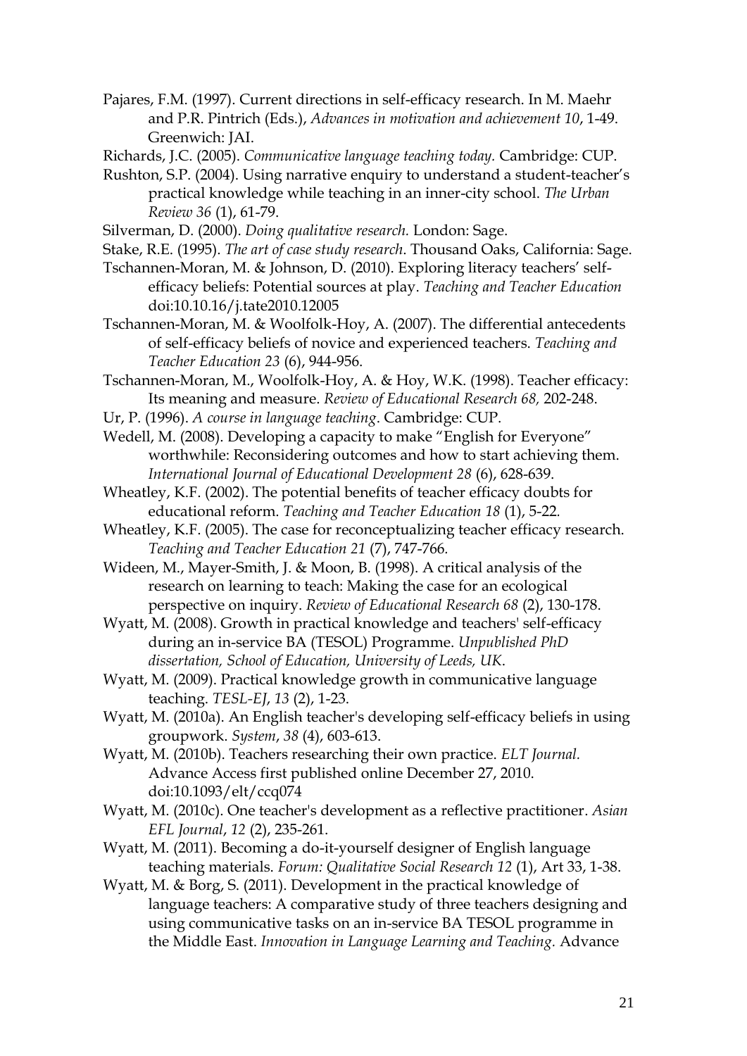Pajares, F.M. (1997). Current directions in self-efficacy research. In M. Maehr and P.R. Pintrich (Eds.), *Advances in motivation and achievement 10*, 1-49. Greenwich: JAI.

Richards, J.C. (2005). *Communicative language teaching today.* Cambridge: CUP.

Rushton, S.P. (2004). Using narrative enquiry to understand a student-teacher's practical knowledge while teaching in an inner-city school. *The Urban Review 36* (1), 61-79.

Silverman, D. (2000). *Doing qualitative research.* London: Sage.

Stake, R.E. (1995). *The art of case study research.* Thousand Oaks, California: Sage.

Tschannen-Moran, M. & Johnson, D. (2010). Exploring literacy teachers' self-efficacy beliefs: Potential sources at play. *Teaching and Teacher Education* doi:10.10.16/j.tate2010.12005

Tschannen-Moran, M. & Woolfolk-Hoy, A. (2007). The differential antecedents of self-efficacy beliefs of novice and experienced teachers. *Teaching and Teacher Education 23* (6), 944-956.

Tschannen-Moran, M., Woolfolk-Hoy, A. & Hoy, W.K. (1998). Teacher efficacy: Its meaning and measure. *Review of Educational Research 68,* 202-248.

Ur, P. (1996). *A course in language teaching*. Cambridge: CUP.

Wedell, M. (2008). Developing a capacity to make "English for Everyone" worthwhile: Reconsidering outcomes and how to start achieving them. *International Journal of Educational Development 28* (6), 628-639.

Wheatley, K.F. (2002). The potential benefits of teacher efficacy doubts for educational reform. *Teaching and Teacher Education 18* (1), 5-22.

Wheatley, K.F. (2005). The case for reconceptualizing teacher efficacy research. *Teaching and Teacher Education 21* (7), 747-766.

Wideen, M., Mayer-Smith, J. & Moon, B. (1998). A critical analysis of the research on learning to teach: Making the case for an ecological perspective on inquiry. *Review of Educational Research 68* (2), 130-178.

Wyatt, M. (2008). Growth in practical knowledge and teachers' self-efficacy during an in-service BA (TESOL) Programme. *Unpublished PhD dissertation, School of Education, University of Leeds, UK*.

Wyatt, M. (2009). Practical knowledge growth in communicative language teaching. *TESL-EJ*, *13* (2), 1-23.

Wyatt, M. (2010a). An English teacher's developing self-efficacy beliefs in using groupwork. *System*, *38* (4), 603-613.

Wyatt, M. (2010b). Teachers researching their own practice. *ELT Journal.* Advance Access first published online December 27, 2010. doi:10.1093/elt/ccq074

Wyatt, M. (2010c). One teacher's development as a reflective practitioner. *Asian EFL Journal*, *12* (2), 235-261.

Wyatt, M. (2011). Becoming a do-it-yourself designer of English language teaching materials. *Forum: Qualitative Social Research 12* (1), Art 33, 1-38.

Wyatt, M. & Borg, S. (2011). Development in the practical knowledge of language teachers: A comparative study of three teachers designing and using communicative tasks on an in-service BA TESOL programme in the Middle East. *Innovation in Language Learning and Teaching.* Advance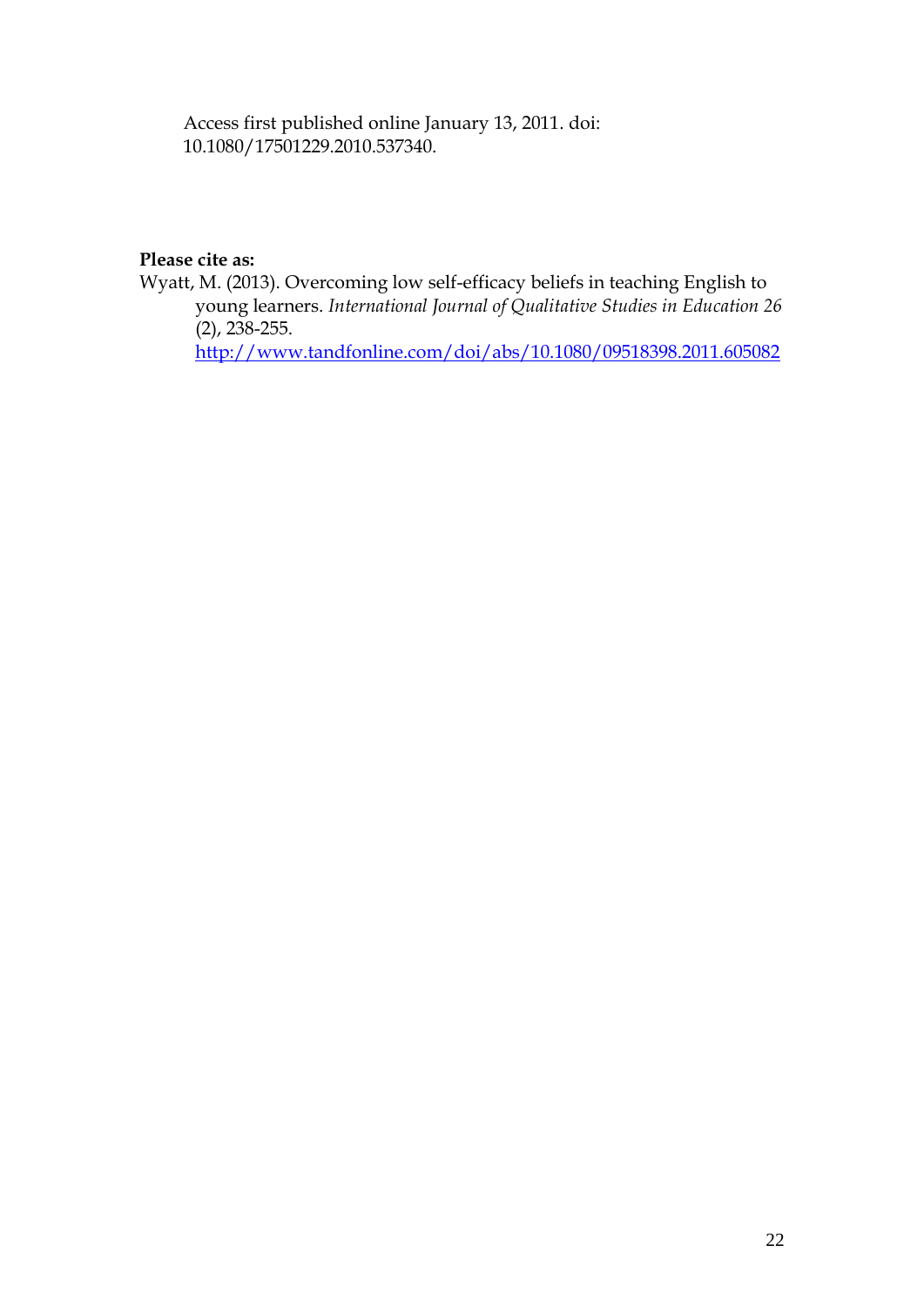Access first published online January 13, 2011. doi: 10.1080/17501229.2010.537340.

**Please cite as:**

Wyatt, M. (2013). Overcoming low self-efficacy beliefs in teaching English to young learners. *International Journal of Qualitative Studies in Education 26* (2), 238-255. http://www.tandfonline.com/doi/abs/10.1080/09518398.2011.605082